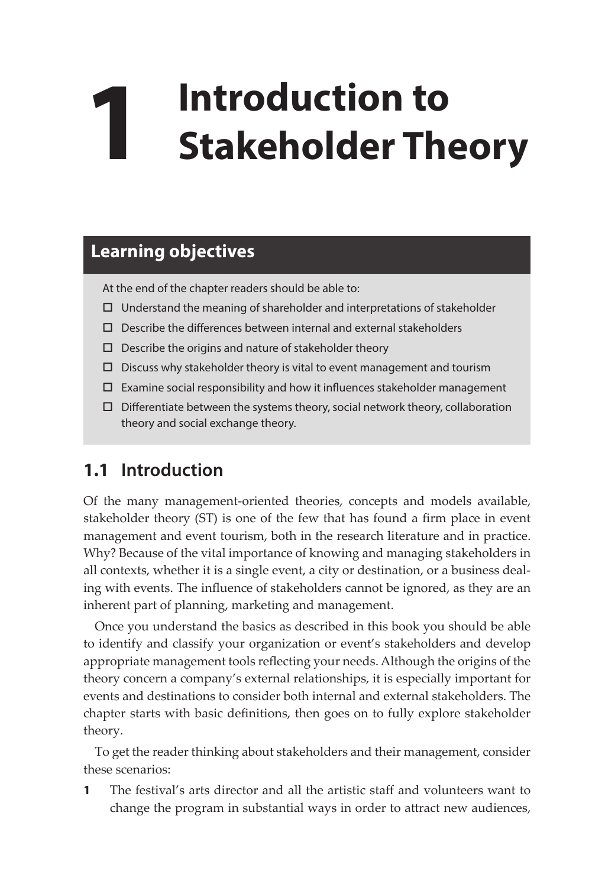# 1 Introduction to Stakeholder Theory

## Learning objectives

At the end of the chapter readers should be able to:

- ☐ Understand the meaning of shareholder and interpretations of stakeholder
- ☐ Describe the differences between internal and external stakeholders
- ☐ Describe the origins and nature of stakeholder theory
- ☐ Discuss why stakeholder theory is vital to event management and tourism
- ☐ Examine social responsibility and how it influences stakeholder management
- ☐ Differentiate between the systems theory, social network theory, collaboration theory and social exchange theory.

## 1.1 Introduction

Of the many management-oriented theories, concepts and models available, stakeholder theory (ST) is one of the few that has found a firm place in event management and event tourism, both in the research literature and in practice. Why? Because of the vital importance of knowing and managing stakeholders in all contexts, whether it is a single event, a city or destination, or a business dealing with events. The influence of stakeholders cannot be ignored, as they are an inherent part of planning, marketing and management.

Once you understand the basics as described in this book you should be able to identify and classify your organization or event's stakeholders and develop appropriate management tools reflecting your needs. Although the origins of the theory concern a company's external relationships, it is especially important for events and destinations to consider both internal and external stakeholders. The chapter starts with basic definitions, then goes on to fully explore stakeholder theory.

To get the reader thinking about stakeholders and their management, consider these scenarios:

1. The festival's arts director and all the artistic staff and volunteers want to change the program in substantial ways in order to attract new audiences,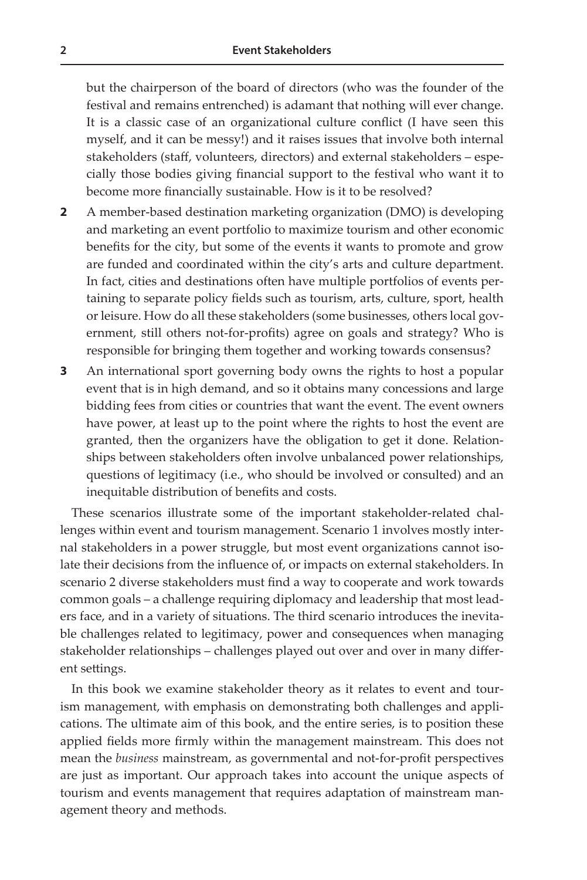but the chairperson of the board of directors (who was the founder of the festival and remains entrenched) is adamant that nothing will ever change. It is a classic case of an organizational culture conflict (I have seen this myself, and it can be messy!) and it raises issues that involve both internal stakeholders (staff, volunteers, directors) and external stakeholders – especially those bodies giving financial support to the festival who want it to become more financially sustainable. How is it to be resolved?

**2** A member-based destination marketing organization (DMO) is developing and marketing an event portfolio to maximize tourism and other economic benefits for the city, but some of the events it wants to promote and grow are funded and coordinated within the city's arts and culture department. In fact, cities and destinations often have multiple portfolios of events pertaining to separate policy fields such as tourism, arts, culture, sport, health or leisure. How do all these stakeholders (some businesses, others local government, still others not-for-profits) agree on goals and strategy? Who is responsible for bringing them together and working towards consensus?

**3** An international sport governing body owns the rights to host a popular event that is in high demand, and so it obtains many concessions and large bidding fees from cities or countries that want the event. The event owners have power, at least up to the point where the rights to host the event are granted, then the organizers have the obligation to get it done. Relationships between stakeholders often involve unbalanced power relationships, questions of legitimacy (i.e., who should be involved or consulted) and an inequitable distribution of benefits and costs.

These scenarios illustrate some of the important stakeholder-related challenges within event and tourism management. Scenario 1 involves mostly internal stakeholders in a power struggle, but most event organizations cannot isolate their decisions from the influence of, or impacts on external stakeholders. In scenario 2 diverse stakeholders must find a way to cooperate and work towards common goals – a challenge requiring diplomacy and leadership that most leaders face, and in a variety of situations. The third scenario introduces the inevitable challenges related to legitimacy, power and consequences when managing stakeholder relationships – challenges played out over and over in many different settings.

In this book we examine stakeholder theory as it relates to event and tourism management, with emphasis on demonstrating both challenges and applications. The ultimate aim of this book, and the entire series, is to position these applied fields more firmly within the management mainstream. This does not mean the *business* mainstream, as governmental and not-for-profit perspectives are just as important. Our approach takes into account the unique aspects of tourism and events management that requires adaptation of mainstream management theory and methods.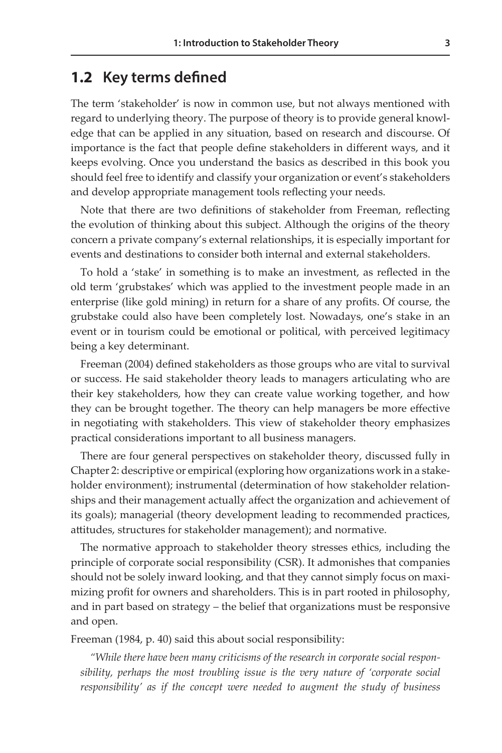## 1.2 Key terms defined

The term 'stakeholder' is now in common use, but not always mentioned with regard to underlying theory. The purpose of theory is to provide general knowledge that can be applied in any situation, based on research and discourse. Of importance is the fact that people define stakeholders in different ways, and it keeps evolving. Once you understand the basics as described in this book you should feel free to identify and classify your organization or event's stakeholders and develop appropriate management tools reflecting your needs.

Note that there are two definitions of stakeholder from Freeman, reflecting the evolution of thinking about this subject. Although the origins of the theory concern a private company's external relationships, it is especially important for events and destinations to consider both internal and external stakeholders.

To hold a 'stake' in something is to make an investment, as reflected in the old term 'grubstakes' which was applied to the investment people made in an enterprise (like gold mining) in return for a share of any profits. Of course, the grubstake could also have been completely lost. Nowadays, one's stake in an event or in tourism could be emotional or political, with perceived legitimacy being a key determinant.

Freeman (2004) defined stakeholders as those groups who are vital to survival or success. He said stakeholder theory leads to managers articulating who are their key stakeholders, how they can create value working together, and how they can be brought together. The theory can help managers be more effective in negotiating with stakeholders. This view of stakeholder theory emphasizes practical considerations important to all business managers.

There are four general perspectives on stakeholder theory, discussed fully in Chapter 2: descriptive or empirical (exploring how organizations work in a stakeholder environment); instrumental (determination of how stakeholder relationships and their management actually affect the organization and achievement of its goals); managerial (theory development leading to recommended practices, attitudes, structures for stakeholder management); and normative.

The normative approach to stakeholder theory stresses ethics, including the principle of corporate social responsibility (CSR). It admonishes that companies should not be solely inward looking, and that they cannot simply focus on maximizing profit for owners and shareholders. This is in part rooted in philosophy, and in part based on strategy – the belief that organizations must be responsive and open.

Freeman (1984, p. 40) said this about social responsibility:

> *"While there have been many criticisms of the research in corporate social responsibility, perhaps the most troubling issue is the very nature of 'corporate social responsibility' as if the concept were needed to augment the study of business*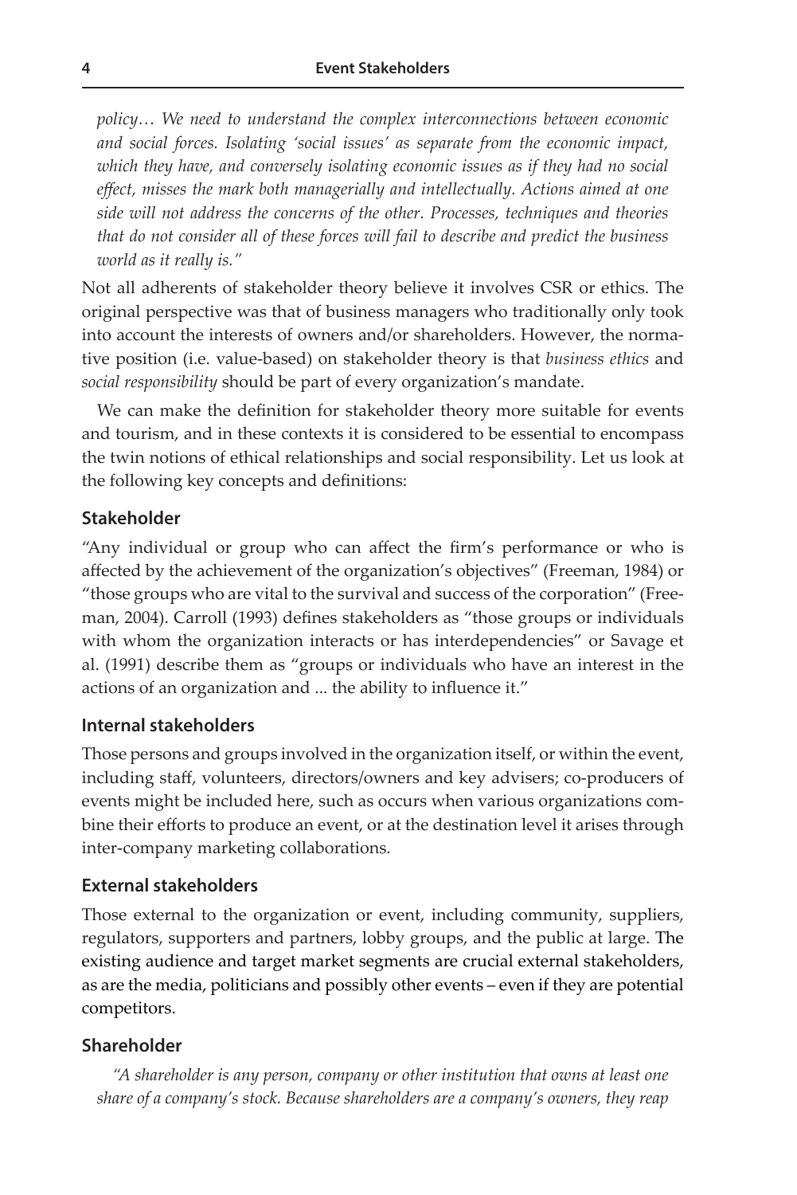*policy… We need to understand the complex interconnections between economic and social forces. Isolating 'social issues' as separate from the economic impact, which they have, and conversely isolating economic issues as if they had no social effect, misses the mark both managerially and intellectually. Actions aimed at one side will not address the concerns of the other. Processes, techniques and theories that do not consider all of these forces will fail to describe and predict the business world as it really is."*

Not all adherents of stakeholder theory believe it involves CSR or ethics. The original perspective was that of business managers who traditionally only took into account the interests of owners and/or shareholders. However, the normative position (i.e. value-based) on stakeholder theory is that *business ethics* and *social responsibility* should be part of every organization's mandate.

We can make the definition for stakeholder theory more suitable for events and tourism, and in these contexts it is considered to be essential to encompass the twin notions of ethical relationships and social responsibility. Let us look at the following key concepts and definitions:

### Stakeholder

"Any individual or group who can affect the firm's performance or who is affected by the achievement of the organization's objectives" (Freeman, 1984) or "those groups who are vital to the survival and success of the corporation" (Freeman, 2004). Carroll (1993) defines stakeholders as "those groups or individuals with whom the organization interacts or has interdependencies" or Savage et al. (1991) describe them as "groups or individuals who have an interest in the actions of an organization and ... the ability to influence it."

### Internal stakeholders

Those persons and groups involved in the organization itself, or within the event, including staff, volunteers, directors/owners and key advisers; co-producers of events might be included here, such as occurs when various organizations combine their efforts to produce an event, or at the destination level it arises through inter-company marketing collaborations.

### External stakeholders

Those external to the organization or event, including community, suppliers, regulators, supporters and partners, lobby groups, and the public at large. The existing audience and target market segments are crucial external stakeholders, as are the media, politicians and possibly other events – even if they are potential competitors.

### Shareholder

*"A shareholder is any person, company or other institution that owns at least one share of a company's stock. Because shareholders are a company's owners, they reap*